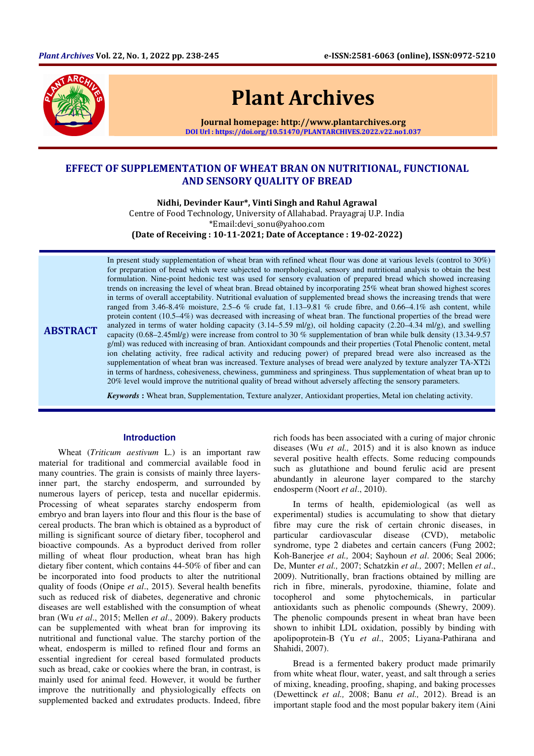# EFFECT OF SUPPLEMENTATION OF WHEAT BRAN ON NUTRITIONAL, FUNCTIONAL AND SENSORY QUALITY OF BREAD

**Nidhi, Devinder Kaur\*, Vinti Singh and Rahul Agrawal**

Centre of Food Technology, University of Allahabad. Prayagraj U.P. India

\*Email:devi_sonu@yahoo.com

**(Date of Receiving : 10-11-2021; Date of Acceptance : 19-02-2022)**

## ABSTRACT

In present study supplementation of wheat bran with refined wheat flour was done at various levels (control to 30%) for preparation of bread which were subjected to morphological, sensory and nutritional analysis to obtain the best formulation. Nine-point hedonic test was used for sensory evaluation of prepared bread which showed increasing trends on increasing the level of wheat bran. Bread obtained by incorporating 25% wheat bran showed highest scores in terms of overall acceptability. Nutritional evaluation of supplemented bread shows the increasing trends that were ranged from 3.46-8.4% moisture, 2.5–6 % crude fat, 1.13–9.81 % crude fibre, and 0.66–4.1% ash content, while protein content (10.5–4%) was decreased with increasing of wheat bran. The functional properties of the bread were analyzed in terms of water holding capacity (3.14–5.59 ml/g), oil holding capacity (2.20–4.34 ml/g), and swelling capacity (0.68–2.45ml/g) were increase from control to 30 % supplementation of bran while bulk density (13.34-9.57 g/ml) was reduced with increasing of bran. Antioxidant compounds and their properties (Total Phenolic content, metal ion chelating activity, free radical activity and reducing power) of prepared bread were also increased as the supplementation of wheat bran was increased. Texture analyses of bread were analyzed by texture analyzer TA-XT2i in terms of hardness, cohesiveness, chewiness, gumminess and springiness. Thus supplementation of wheat bran up to 20% level would improve the nutritional quality of bread without adversely affecting the sensory parameters.

***Keywords*** **:** Wheat bran, Supplementation, Texture analyzer, Antioxidant properties, Metal ion chelating activity.

## Introduction

Wheat (*Triticum aestivum* L.) is an important raw material for traditional and commercial available food in many countries. The grain is consists of mainly three layers-inner part, the starchy endosperm, and surrounded by numerous layers of pericep, testa and nucellar epidermis. Processing of wheat separates starchy endosperm from embryo and bran layers into flour and this flour is the base of cereal products. The bran which is obtained as a byproduct of milling is significant source of dietary fiber, tocopherol and bioactive compounds. As a byproduct derived from roller milling of wheat flour production, wheat bran has high dietary fiber content, which contains 44-50% of fiber and can be incorporated into food products to alter the nutritional quality of foods (Onipe *et al*., 2015). Several health benefits such as reduced risk of diabetes, degenerative and chronic diseases are well established with the consumption of wheat bran (Wu *et al*., 2015; Mellen *et al*., 2009). Bakery products can be supplemented with wheat bran for improving its nutritional and functional value. The starchy portion of the wheat, endosperm is milled to refined flour and forms an essential ingredient for cereal based formulated products such as bread, cake or cookies where the bran, in contrast, is mainly used for animal feed. However, it would be further improve the nutritionally and physiologically effects on supplemented backed and extrudates products. Indeed, fibre rich foods has been associated with a curing of major chronic diseases (Wu *et al.,* 2015) and it is also known as induce several positive health effects. Some reducing compounds such as glutathione and bound ferulic acid are present abundantly in aleurone layer compared to the starchy endosperm (Noort *et al*., 2010).

In terms of health, epidemiological (as well as experimental) studies is accumulating to show that dietary fibre may cure the risk of certain chronic diseases, in particular cardiovascular disease (CVD), metabolic syndrome, type 2 diabetes and certain cancers (Fung 2002; Koh-Banerjee *et al.,* 2004; Sayhoun *et al*. 2006; Seal 2006; De, Munter *et al.,* 2007; Schatzkin *et al.,* 2007; Mellen *et al*., 2009). Nutritionally, bran fractions obtained by milling are rich in fibre, minerals, pyrodoxine, thiamine, folate and tocopherol and some phytochemicals, in particular antioxidants such as phenolic compounds (Shewry, 2009). The phenolic compounds present in wheat bran have been shown to inhibit LDL oxidation, possibly by binding with apolipoprotein-B (Yu *et al*., 2005; Liyana-Pathirana and Shahidi, 2007).

Bread is a fermented bakery product made primarily from white wheat flour, water, yeast, and salt through a series of mixing, kneading, proofing, shaping, and baking processes (Dewettinck *et al.,* 2008; Banu *et al.,* 2012). Bread is an important staple food and the most popular bakery item (Aini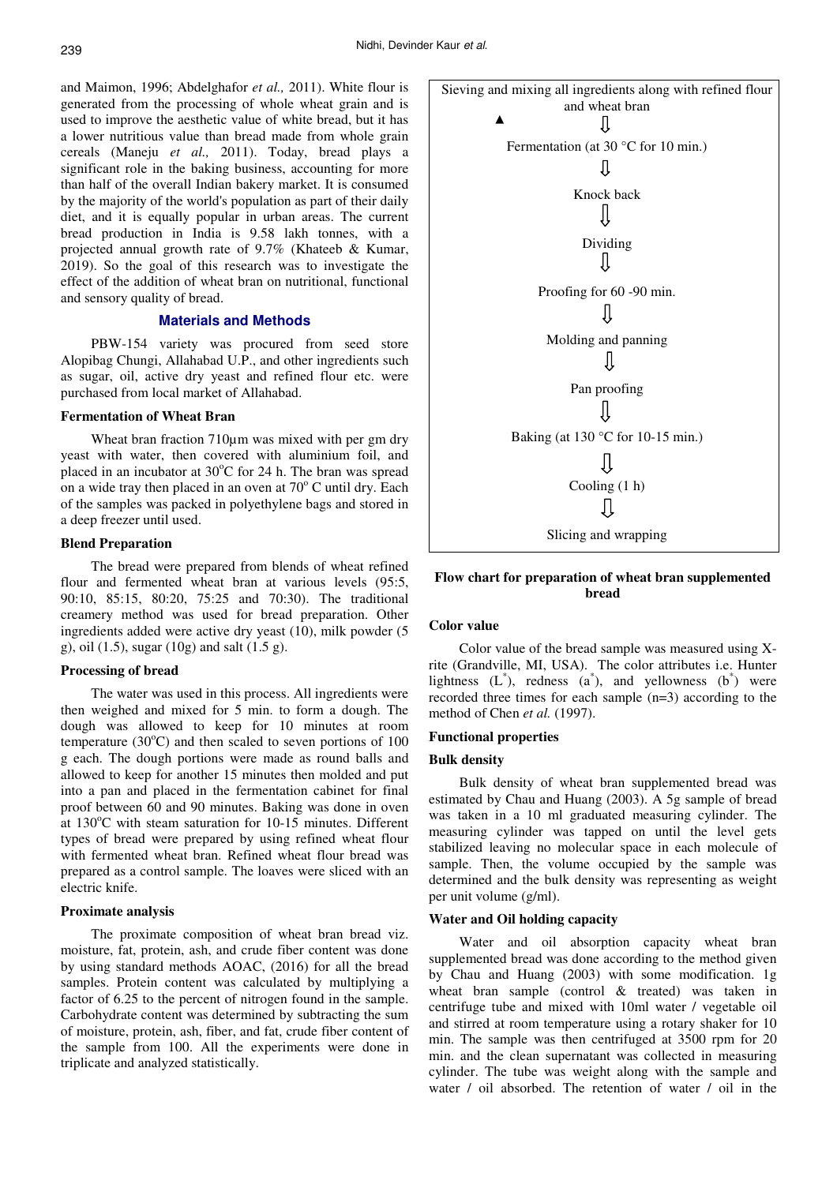and Maimon, 1996; Abdelghafor *et al.,* 2011). White flour is generated from the processing of whole wheat grain and is used to improve the aesthetic value of white bread, but it has a lower nutritious value than bread made from whole grain cereals (Maneju *et al.,* 2011). Today, bread plays a significant role in the baking business, accounting for more than half of the overall Indian bakery market. It is consumed by the majority of the world's population as part of their daily diet, and it is equally popular in urban areas. The current bread production in India is 9.58 lakh tonnes, with a projected annual growth rate of 9.7% (Khateeb & Kumar, 2019). So the goal of this research was to investigate the effect of the addition of wheat bran on nutritional, functional and sensory quality of bread.

## Materials and Methods

PBW-154 variety was procured from seed store Alopibag Chungi, Allahabad U.P., and other ingredients such as sugar, oil, active dry yeast and refined flour etc. were purchased from local market of Allahabad.

### Fermentation of Wheat Bran

Wheat bran fraction 710µm was mixed with per gm dry yeast with water, then covered with aluminium foil, and placed in an incubator at 30°C for 24 h. The bran was spread on a wide tray then placed in an oven at 70° C until dry. Each of the samples was packed in polyethylene bags and stored in a deep freezer until used.

### Blend Preparation

The bread were prepared from blends of wheat refined flour and fermented wheat bran at various levels (95:5, 90:10, 85:15, 80:20, 75:25 and 70:30). The traditional creamery method was used for bread preparation. Other ingredients added were active dry yeast (10), milk powder (5 g), oil (1.5), sugar (10g) and salt (1.5 g).

### Processing of bread

The water was used in this process. All ingredients were then weighed and mixed for 5 min. to form a dough. The dough was allowed to keep for 10 minutes at room temperature (30°C) and then scaled to seven portions of 100 g each. The dough portions were made as round balls and allowed to keep for another 15 minutes then molded and put into a pan and placed in the fermentation cabinet for final proof between 60 and 90 minutes. Baking was done in oven at 130°C with steam saturation for 10-15 minutes. Different types of bread were prepared by using refined wheat flour with fermented wheat bran. Refined wheat flour bread was prepared as a control sample. The loaves were sliced with an electric knife.

### Proximate analysis

The proximate composition of wheat bran bread viz. moisture, fat, protein, ash, and crude fiber content was done by using standard methods AOAC, (2016) for all the bread samples. Protein content was calculated by multiplying a factor of 6.25 to the percent of nitrogen found in the sample. Carbohydrate content was determined by subtracting the sum of moisture, protein, ash, fiber, and fat, crude fiber content of the sample from 100. All the experiments were done in triplicate and analyzed statistically.

Sieving and mixing all ingredients along with refined flour and wheat bran
⇓
Fermentation (at 30 °C for 10 min.)
⇓
Knock back
⇓
Dividing
⇓
Proofing for 60 -90 min.
⇓
Molding and panning
⇓
Pan proofing
⇓
Baking (at 130 °C for 10-15 min.)
⇓
Cooling (1 h)
⇓
Slicing and wrapping

**Flow chart for preparation of wheat bran supplemented bread**

### Color value

Color value of the bread sample was measured using X-rite (Grandville, MI, USA). The color attributes i.e. Hunter lightness ($L^*$), redness ($a^*$), and yellowness ($b^*$) were recorded three times for each sample (n=3) according to the method of Chen *et al.* (1997).

### Functional properties

### Bulk density

Bulk density of wheat bran supplemented bread was estimated by Chau and Huang (2003). A 5g sample of bread was taken in a 10 ml graduated measuring cylinder. The measuring cylinder was tapped on until the level gets stabilized leaving no molecular space in each molecule of sample. Then, the volume occupied by the sample was determined and the bulk density was representing as weight per unit volume (g/ml).

### Water and Oil holding capacity

Water and oil absorption capacity wheat bran supplemented bread was done according to the method given by Chau and Huang (2003) with some modification. 1g wheat bran sample (control & treated) was taken in centrifuge tube and mixed with 10ml water / vegetable oil and stirred at room temperature using a rotary shaker for 10 min. The sample was then centrifuged at 3500 rpm for 20 min. and the clean supernatant was collected in measuring cylinder. The tube was weight along with the sample and water / oil absorbed. The retention of water / oil in the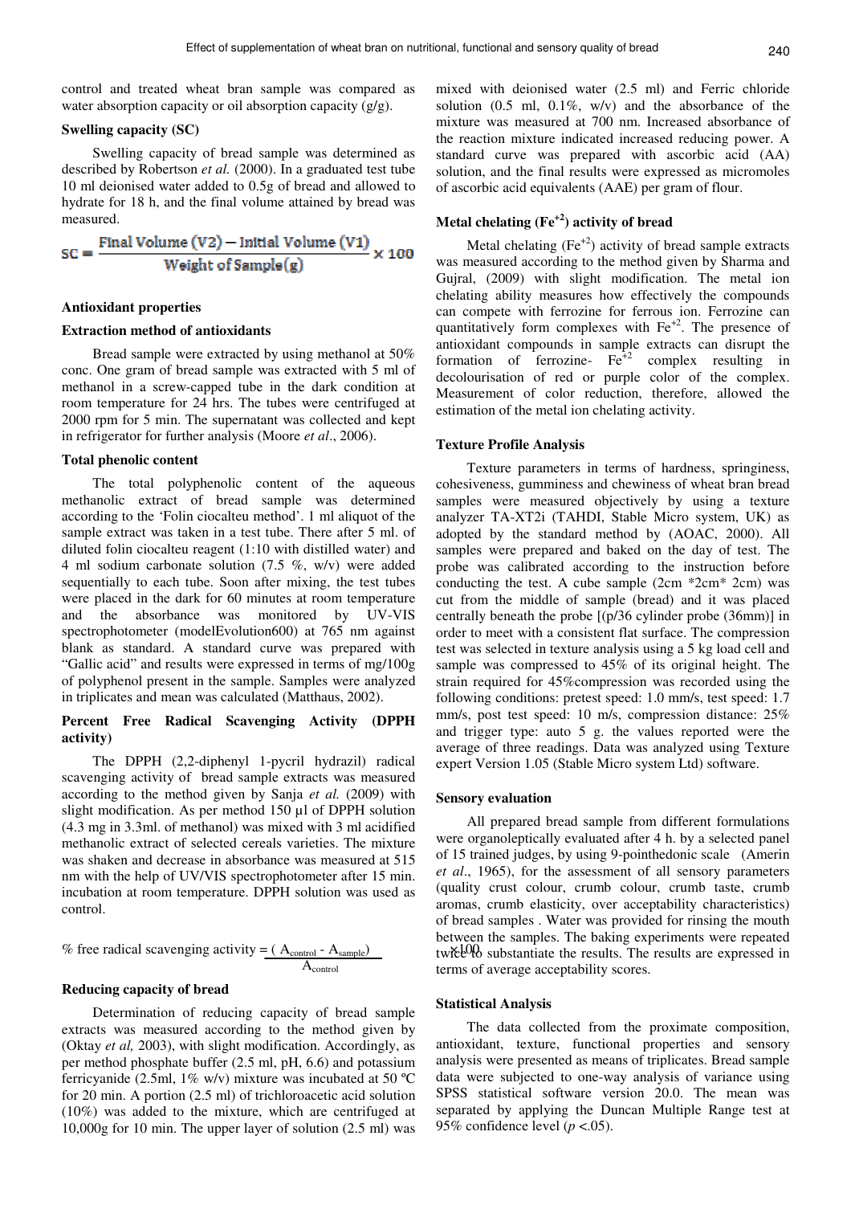control and treated wheat bran sample was compared as water absorption capacity or oil absorption capacity (g/g).

### Swelling capacity (SC)

Swelling capacity of bread sample was determined as described by Robertson *et al.* (2000). In a graduated test tube 10 ml deionised water added to 0.5g of bread and allowed to hydrate for 18 h, and the final volume attained by bread was measured.

$$SC = \frac{\text{Final Volume (V2)} - \text{Initial Volume (V1)}}{\text{Weight of Sample(g)}} \times 100$$

### Antioxidant properties

### Extraction method of antioxidants

Bread sample were extracted by using methanol at 50% conc. One gram of bread sample was extracted with 5 ml of methanol in a screw-capped tube in the dark condition at room temperature for 24 hrs. The tubes were centrifuged at 2000 rpm for 5 min. The supernatant was collected and kept in refrigerator for further analysis (Moore *et al*., 2006).

### Total phenolic content

The total polyphenolic content of the aqueous methanolic extract of bread sample was determined according to the 'Folin ciocalteu method'. 1 ml aliquot of the sample extract was taken in a test tube. There after 5 ml. of diluted folin ciocalteu reagent (1:10 with distilled water) and 4 ml sodium carbonate solution (7.5 %, w/v) were added sequentially to each tube. Soon after mixing, the test tubes were placed in the dark for 60 minutes at room temperature and the absorbance was monitored by UV-VIS spectrophotometer (modelEvolution600) at 765 nm against blank as standard. A standard curve was prepared with "Gallic acid" and results were expressed in terms of mg/100g of polyphenol present in the sample. Samples were analyzed in triplicates and mean was calculated (Matthaus, 2002).

### Percent Free Radical Scavenging Activity (DPPH activity)

The DPPH (2,2-diphenyl 1-pycril hydrazil) radical scavenging activity of bread sample extracts was measured according to the method given by Sanja *et al.* (2009) with slight modification. As per method 150 µl of DPPH solution (4.3 mg in 3.3ml. of methanol) was mixed with 3 ml acidified methanolic extract of selected cereals varieties. The mixture was shaken and decrease in absorbance was measured at 515 nm with the help of UV/VIS spectrophotometer after 15 min. incubation at room temperature. DPPH solution was used as control.

$$\% \text{ free radical scavenging activity} = \frac{(A_{control} - A_{sample})}{A_{control}} \times 100$$

### Reducing capacity of bread

Determination of reducing capacity of bread sample extracts was measured according to the method given by (Oktay *et al,* 2003), with slight modification. Accordingly, as per method phosphate buffer (2.5 ml, pH, 6.6) and potassium ferricyanide (2.5ml, 1% w/v) mixture was incubated at 50 ºC for 20 min. A portion (2.5 ml) of trichloroacetic acid solution (10%) was added to the mixture, which are centrifuged at 10,000g for 10 min. The upper layer of solution (2.5 ml) was mixed with deionised water (2.5 ml) and Ferric chloride solution (0.5 ml, 0.1%, w/v) and the absorbance of the mixture was measured at 700 nm. Increased absorbance of the reaction mixture indicated increased reducing power. A standard curve was prepared with ascorbic acid (AA) solution, and the final results were expressed as micromoles of ascorbic acid equivalents (AAE) per gram of flour.

### Metal chelating ($Fe^{+2}$) activity of bread

Metal chelating ($Fe^{+2}$) activity of bread sample extracts was measured according to the method given by Sharma and Gujral, (2009) with slight modification. The metal ion chelating ability measures how effectively the compounds can compete with ferrozine for ferrous ion. Ferrozine can quantitatively form complexes with $Fe^{+2}$. The presence of antioxidant compounds in sample extracts can disrupt the formation of ferrozine- $Fe^{+2}$ complex resulting in decolourisation of red or purple color of the complex. Measurement of color reduction, therefore, allowed the estimation of the metal ion chelating activity.

### Texture Profile Analysis

Texture parameters in terms of hardness, springiness, cohesiveness, gumminess and chewiness of wheat bran bread samples were measured objectively by using a texture analyzer TA-XT2i (TAHDI, Stable Micro system, UK) as adopted by the standard method by (AOAC, 2000). All samples were prepared and baked on the day of test. The probe was calibrated according to the instruction before conducting the test. A cube sample (2cm *2cm* 2cm) was cut from the middle of sample (bread) and it was placed centrally beneath the probe [(p/36 cylinder probe (36mm)] in order to meet with a consistent flat surface. The compression test was selected in texture analysis using a 5 kg load cell and sample was compressed to 45% of its original height. The strain required for 45%compression was recorded using the following conditions: pretest speed: 1.0 mm/s, test speed: 1.7 mm/s, post test speed: 10 m/s, compression distance: 25% and trigger type: auto 5 g. the values reported were the average of three readings. Data was analyzed using Texture expert Version 1.05 (Stable Micro system Ltd) software.

### Sensory evaluation

All prepared bread sample from different formulations were organoleptically evaluated after 4 h. by a selected panel of 15 trained judges, by using 9-pointhedonic scale (Amerin *et al*., 1965), for the assessment of all sensory parameters (quality crust colour, crumb colour, crumb taste, crumb aromas, crumb elasticity, over acceptability characteristics) of bread samples . Water was provided for rinsing the mouth between the samples. The baking experiments were repeated twice to substantiate the results. The results are expressed in terms of average acceptability scores.

### Statistical Analysis

The data collected from the proximate composition, antioxidant, texture, functional properties and sensory analysis were presented as means of triplicates. Bread sample data were subjected to one-way analysis of variance using SPSS statistical software version 20.0. The mean was separated by applying the Duncan Multiple Range test at 95% confidence level ($p < .05$).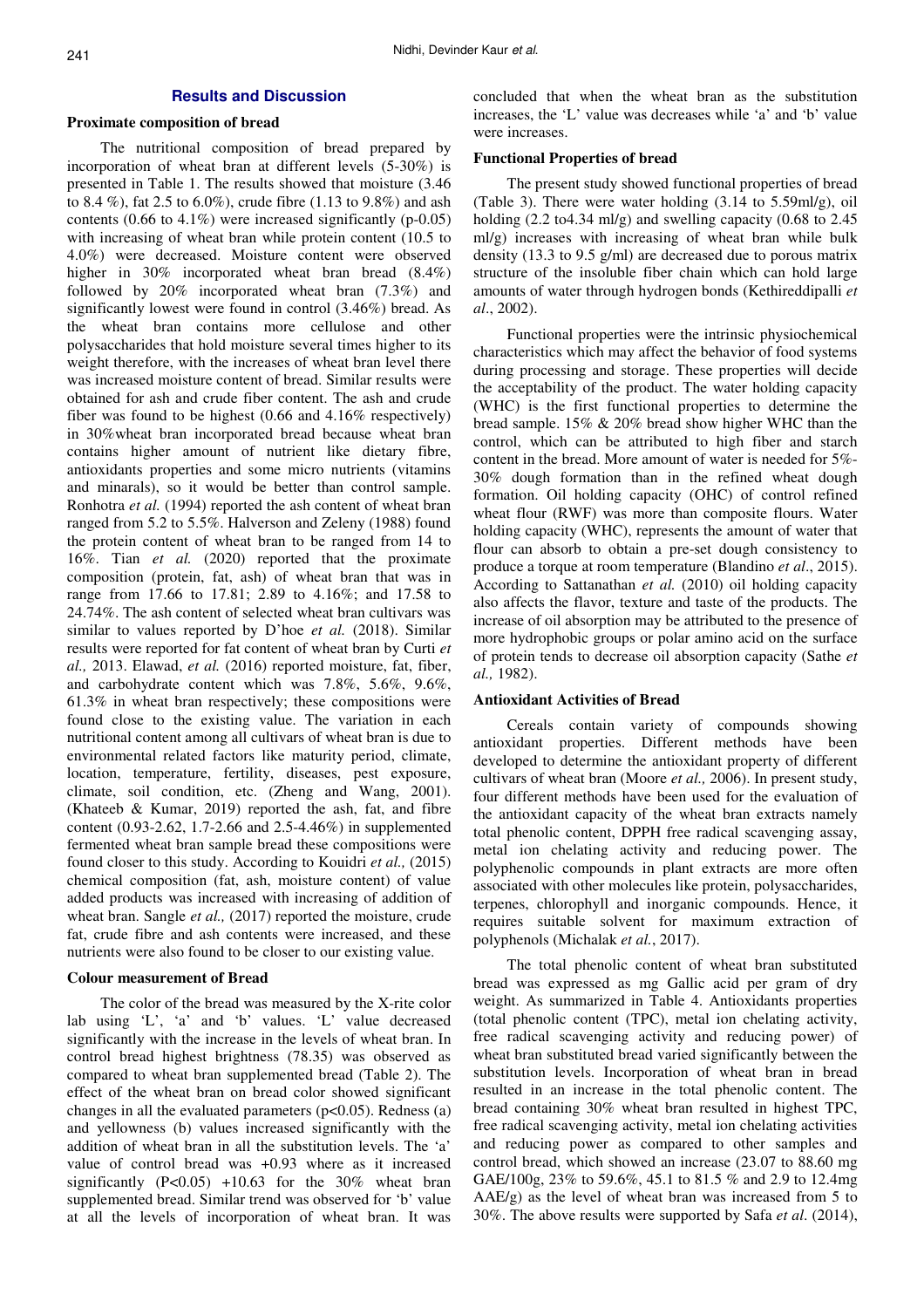## Results and Discussion

### Proximate composition of bread

The nutritional composition of bread prepared by incorporation of wheat bran at different levels (5-30%) is presented in Table 1. The results showed that moisture (3.46 to 8.4 %), fat 2.5 to 6.0%), crude fibre (1.13 to 9.8%) and ash contents (0.66 to 4.1%) were increased significantly (p-0.05) with increasing of wheat bran while protein content (10.5 to 4.0%) were decreased. Moisture content were observed higher in 30% incorporated wheat bran bread (8.4%) followed by 20% incorporated wheat bran (7.3%) and significantly lowest were found in control (3.46%) bread. As the wheat bran contains more cellulose and other polysaccharides that hold moisture several times higher to its weight therefore, with the increases of wheat bran level there was increased moisture content of bread. Similar results were obtained for ash and crude fiber content. The ash and crude fiber was found to be highest (0.66 and 4.16% respectively) in 30%wheat bran incorporated bread because wheat bran contains higher amount of nutrient like dietary fibre, antioxidants properties and some micro nutrients (vitamins and minarals), so it would be better than control sample. Ronhotra *et al.* (1994) reported the ash content of wheat bran ranged from 5.2 to 5.5%. Halverson and Zeleny (1988) found the protein content of wheat bran to be ranged from 14 to 16%. Tian *et al.* (2020) reported that the proximate composition (protein, fat, ash) of wheat bran that was in range from 17.66 to 17.81; 2.89 to 4.16%; and 17.58 to 24.74%. The ash content of selected wheat bran cultivars was similar to values reported by D'hoe *et al.* (2018). Similar results were reported for fat content of wheat bran by Curti *et al.,* 2013. Elawad, *et al.* (2016) reported moisture, fat, fiber, and carbohydrate content which was 7.8%, 5.6%, 9.6%, 61.3% in wheat bran respectively; these compositions were found close to the existing value. The variation in each nutritional content among all cultivars of wheat bran is due to environmental related factors like maturity period, climate, location, temperature, fertility, diseases, pest exposure, climate, soil condition, etc. (Zheng and Wang, 2001). (Khateeb & Kumar, 2019) reported the ash, fat, and fibre content (0.93-2.62, 1.7-2.66 and 2.5-4.46%) in supplemented fermented wheat bran sample bread these compositions were found closer to this study. According to Kouidri *et al.,* (2015) chemical composition (fat, ash, moisture content) of value added products was increased with increasing of addition of wheat bran. Sangle *et al.,* (2017) reported the moisture, crude fat, crude fibre and ash contents were increased, and these nutrients were also found to be closer to our existing value.

### Colour measurement of Bread

The color of the bread was measured by the X-rite color lab using 'L', 'a' and 'b' values. 'L' value decreased significantly with the increase in the levels of wheat bran. In control bread highest brightness (78.35) was observed as compared to wheat bran supplemented bread (Table 2). The effect of the wheat bran on bread color showed significant changes in all the evaluated parameters ($p<0.05$). Redness (a) and yellowness (b) values increased significantly with the addition of wheat bran in all the substitution levels. The 'a' value of control bread was +0.93 where as it increased significantly ($P<0.05$) +10.63 for the 30% wheat bran supplemented bread. Similar trend was observed for 'b' value at all the levels of incorporation of wheat bran. It was concluded that when the wheat bran as the substitution increases, the 'L' value was decreases while 'a' and 'b' value were increases.

### Functional Properties of bread

The present study showed functional properties of bread (Table 3). There were water holding (3.14 to 5.59ml/g), oil holding (2.2 to4.34 ml/g) and swelling capacity (0.68 to 2.45 ml/g) increases with increasing of wheat bran while bulk density (13.3 to 9.5 g/ml) are decreased due to porous matrix structure of the insoluble fiber chain which can hold large amounts of water through hydrogen bonds (Kethireddipalli *et al*., 2002).

Functional properties were the intrinsic physiochemical characteristics which may affect the behavior of food systems during processing and storage. These properties will decide the acceptability of the product. The water holding capacity (WHC) is the first functional properties to determine the bread sample. 15% & 20% bread show higher WHC than the control, which can be attributed to high fiber and starch content in the bread. More amount of water is needed for 5%-30% dough formation than in the refined wheat dough formation. Oil holding capacity (OHC) of control refined wheat flour (RWF) was more than composite flours. Water holding capacity (WHC), represents the amount of water that flour can absorb to obtain a pre-set dough consistency to produce a torque at room temperature (Blandino *et al*., 2015). According to Sattanathan *et al.* (2010) oil holding capacity also affects the flavor, texture and taste of the products. The increase of oil absorption may be attributed to the presence of more hydrophobic groups or polar amino acid on the surface of protein tends to decrease oil absorption capacity (Sathe *et al.,* 1982).

### Antioxidant Activities of Bread

Cereals contain variety of compounds showing antioxidant properties. Different methods have been developed to determine the antioxidant property of different cultivars of wheat bran (Moore *et al.,* 2006). In present study, four different methods have been used for the evaluation of the antioxidant capacity of the wheat bran extracts namely total phenolic content, DPPH free radical scavenging assay, metal ion chelating activity and reducing power. The polyphenolic compounds in plant extracts are more often associated with other molecules like protein, polysaccharides, terpenes, chlorophyll and inorganic compounds. Hence, it requires suitable solvent for maximum extraction of polyphenols (Michalak *et al.*, 2017).

The total phenolic content of wheat bran substituted bread was expressed as mg Gallic acid per gram of dry weight. As summarized in Table 4. Antioxidants properties (total phenolic content (TPC), metal ion chelating activity, free radical scavenging activity and reducing power) of wheat bran substituted bread varied significantly between the substitution levels. Incorporation of wheat bran in bread resulted in an increase in the total phenolic content. The bread containing 30% wheat bran resulted in highest TPC, free radical scavenging activity, metal ion chelating activities and reducing power as compared to other samples and control bread, which showed an increase (23.07 to 88.60 mg GAE/100g, 23% to 59.6%, 45.1 to 81.5 % and 2.9 to 12.4mg AAE/g) as the level of wheat bran was increased from 5 to 30%. The above results were supported by Safa *et al*. (2014),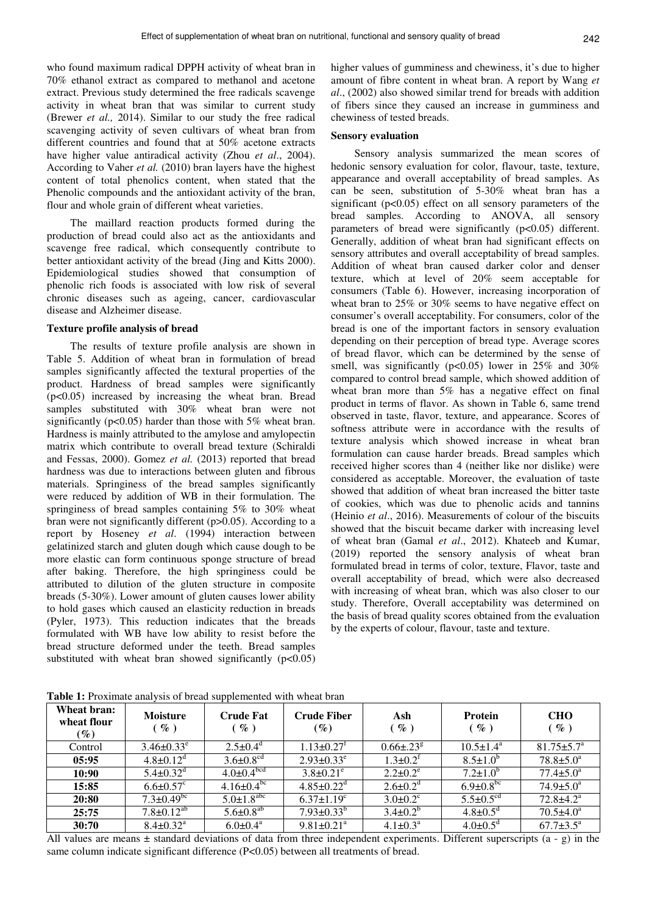who found maximum radical DPPH activity of wheat bran in 70% ethanol extract as compared to methanol and acetone extract. Previous study determined the free radicals scavenge activity in wheat bran that was similar to current study (Brewer *et al.,* 2014). Similar to our study the free radical scavenging activity of seven cultivars of wheat bran from different countries and found that at 50% acetone extracts have higher value antiradical activity (Zhou *et al*., 2004). According to Vaher *et al.* (2010) bran layers have the highest content of total phenolics content, when stated that the Phenolic compounds and the antioxidant activity of the bran, flour and whole grain of different wheat varieties.

The maillard reaction products formed during the production of bread could also act as the antioxidants and scavenge free radical, which consequently contribute to better antioxidant activity of the bread (Jing and Kitts 2000). Epidemiological studies showed that consumption of phenolic rich foods is associated with low risk of several chronic diseases such as ageing, cancer, cardiovascular disease and Alzheimer disease.

**Texture profile analysis of bread**

The results of texture profile analysis are shown in Table 5. Addition of wheat bran in formulation of bread samples significantly affected the textural properties of the product. Hardness of bread samples were significantly ($p<0.05$) increased by increasing the wheat bran. Bread samples substituted with 30% wheat bran were not significantly ($p<0.05$) harder than those with 5% wheat bran. Hardness is mainly attributed to the amylose and amylopectin matrix which contribute to overall bread texture (Schiraldi and Fessas, 2000). Gomez *et al.* (2013) reported that bread hardness was due to interactions between gluten and fibrous materials. Springiness of the bread samples significantly were reduced by addition of WB in their formulation. The springiness of bread samples containing 5% to 30% wheat bran were not significantly different ($p>0.05$). According to a report by Hoseney *et al*. (1994) interaction between gelatinized starch and gluten dough which cause dough to be more elastic can form continuous sponge structure of bread after baking. Therefore, the high springiness could be attributed to dilution of the gluten structure in composite breads (5-30%). Lower amount of gluten causes lower ability to hold gases which caused an elasticity reduction in breads (Pyler, 1973). This reduction indicates that the breads formulated with WB have low ability to resist before the bread structure deformed under the teeth. Bread samples substituted with wheat bran showed significantly ($p<0.05$) higher values of gumminess and chewiness, it's due to higher amount of fibre content in wheat bran. A report by Wang *et al*., (2002) also showed similar trend for breads with addition of fibers since they caused an increase in gumminess and chewiness of tested breads.

**Sensory evaluation**

Sensory analysis summarized the mean scores of hedonic sensory evaluation for color, flavour, taste, texture, appearance and overall acceptability of bread samples. As can be seen, substitution of 5-30% wheat bran has a significant ($p<0.05$) effect on all sensory parameters of the bread samples. According to ANOVA, all sensory parameters of bread were significantly ($p<0.05$) different. Generally, addition of wheat bran had significant effects on sensory attributes and overall acceptability of bread samples. Addition of wheat bran caused darker color and denser texture, which at level of 20% seem acceptable for consumers (Table 6). However, increasing incorporation of wheat bran to 25% or 30% seems to have negative effect on consumer's overall acceptability. For consumers, color of the bread is one of the important factors in sensory evaluation depending on their perception of bread type. Average scores of bread flavor, which can be determined by the sense of smell, was significantly ($p<0.05$) lower in 25% and 30% compared to control bread sample, which showed addition of wheat bran more than 5% has a negative effect on final product in terms of flavor. As shown in Table 6, same trend observed in taste, flavor, texture, and appearance. Scores of softness attribute were in accordance with the results of texture analysis which showed increase in wheat bran formulation can cause harder breads. Bread samples which received higher scores than 4 (neither like nor dislike) were considered as acceptable. Moreover, the evaluation of taste showed that addition of wheat bran increased the bitter taste of cookies, which was due to phenolic acids and tannins (Heinio *et al*., 2016). Measurements of colour of the biscuits showed that the biscuit became darker with increasing level of wheat bran (Gamal *et al*., 2012). Khateeb and Kumar, (2019) reported the sensory analysis of wheat bran formulated bread in terms of color, texture, Flavor, taste and overall acceptability of bread, which were also decreased with increasing of wheat bran, which was also closer to our study. Therefore, Overall acceptability was determined on the basis of bread quality scores obtained from the evaluation by the experts of colour, flavour, taste and texture.

**Table 1:** Proximate analysis of bread supplemented with wheat bran

| Wheat bran: wheat flour (%) | Moisture (%) | Crude Fat (%) | Crude Fiber (%) | Ash (%) | Protein (%) | CHO (%) |
|---|---|---|---|---|---|---|
| Control | $3.46±0.33^{e}$ | $2.5±0.4^{d}$ | $1.13±0.27^{f}$ | $0.66±.23^{g}$ | $10.5±1.4^{a}$ | $81.75±5.7^{a}$ |
| **05:95** | $4.8±0.12^{d}$ | $3.6±0.8^{cd}$ | $2.93±0.33^{e}$ | $1.3±0.2^{f}$ | $8.5±1.0^{b}$ | $78.8±5.0^{a}$ |
| **10:90** | $5.4±0.32^{d}$ | $4.0±0.4^{bcd}$ | $3.8±0.21^{e}$ | $2.2±0.2^{e}$ | $7.2±1.0^{b}$ | $77.4±5.0^{a}$ |
| **15:85** | $6.6±0.57^{c}$ | $4.16±0.4^{bc}$ | $4.85±0.22^{d}$ | $2.6±0.2^{d}$ | $6.9±0.8^{bc}$ | $74.9±5.0^{a}$ |
| **20:80** | $7.3±0.49^{bc}$ | $5.0±1.8^{abc}$ | $6.37±1.19^{c}$ | $3.0±0.2^{c}$ | $5.5±0.5^{cd}$ | $72.8±4.2^{a}$ |
| **25:75** | $7.8±0.12^{ab}$ | $5.6±0.8^{ab}$ | $7.93±0.33^{b}$ | $3.4±0.2^{b}$ | $4.8±0.5^{d}$ | $70.5±4.0^{a}$ |
| **30:70** | $8.4±0.32^{a}$ | $6.0±0.4^{a}$ | $9.81±0.21^{a}$ | $4.1±0.3^{a}$ | $4.0±0.5^{d}$ | $67.7±3.5^{a}$ |

All values are means ± standard deviations of data from three independent experiments. Different superscripts (a - g) in the same column indicate significant difference ($P<0.05$) between all treatments of bread.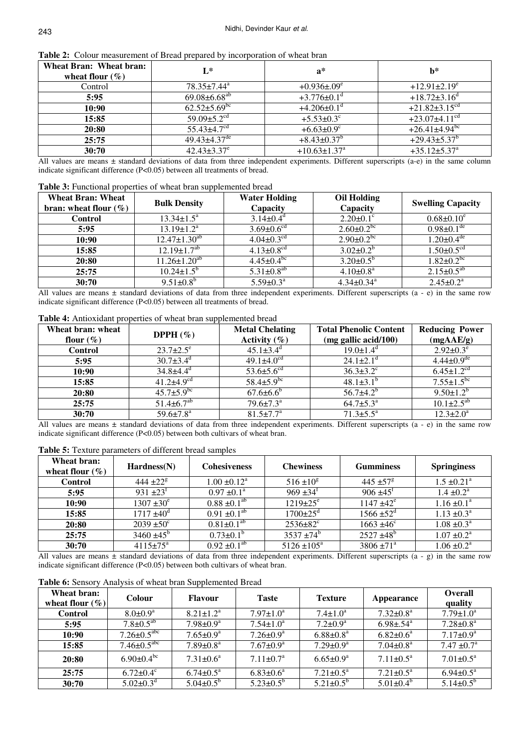**Table 2:** Colour measurement of Bread prepared by incorporation of wheat bran

| Wheat Bran: Wheat bran: wheat flour (%) | L* | a* | b* |
|---|---|---|---|
| Control | 78.35±7.44$^{a}$ | +0.936±.09$^{e}$ | +12.91±2.19$^{e}$ |
| **5:95** | 69.08±6.68$^{ab}$ | +3.776±0.1$^{d}$ | +18.72±3.16$^{d}$ |
| **10:90** | 62.52±5.69$^{bc}$ | +4.206±0.1$^{d}$ | +21.82±3.15$^{cd}$ |
| **15:85** | 59.09±5.2$^{cd}$ | +5.53±0.3$^{c}$ | +23.07±4.11$^{cd}$ |
| **20:80** | 55.43±4.7$^{cd}$ | +6.63±0.9$^{c}$ | +26.41±4.94$^{bc}$ |
| **25:75** | 49.43±4.37$^{de}$ | +8.43±0.37$^{b}$ | +29.43±5.37$^{b}$ |
| **30:70** | 42.43±3.37$^{e}$ | +10.63±1.37$^{a}$ | +35.12±5.37$^{a}$ |

All values are means ± standard deviations of data from three independent experiments. Different superscripts (a-e) in the same column indicate significant difference (P<0.05) between all treatments of bread.

**Table 3:** Functional properties of wheat bran supplemented bread

| Wheat Bran: Wheat bran: wheat flour (%) | Bulk Density | Water Holding Capacity | Oil Holding Capacity | Swelling Capacity |
|---|---|---|---|---|
| **Control** | 13.34±1.5$^{a}$ | 3.14±0.4$^{d}$ | 2.20±0.1$^{c}$ | 0.68±0.10$^{e}$ |
| **5:95** | 13.19±1.2$^{a}$ | 3.69±0.6$^{cd}$ | 2.60±0.2$^{bc}$ | 0.98±0.1$^{de}$ |
| **10:90** | 12.47±1.30$^{ab}$ | 4.04±0.3$^{cd}$ | 2.90±0.2$^{bc}$ | 1.20±0.4$^{de}$ |
| **15:85** | 12.19±1.7$^{ab}$ | 4.13±0.8$^{cd}$ | 3.02±0.2$^{b}$ | 1.50±0.5$^{cd}$ |
| **20:80** | 11.26±1.20$^{ab}$ | 4.45±0.4$^{bc}$ | 3.20±0.5$^{b}$ | 1.82±0.2$^{bc}$ |
| **25:75** | 10.24±1.5$^{b}$ | 5.31±0.8$^{ab}$ | 4.10±0.8$^{a}$ | 2.15±0.5$^{ab}$ |
| **30:70** | 9.51±0.8$^{b}$ | 5.59±0.3$^{a}$ | 4.34±0.34$^{a}$ | 2.45±0.2$^{a}$ |

All values are means ± standard deviations of data from three independent experiments. Different superscripts (a - e) in the same row indicate significant difference (P<0.05) between all treatments of bread.

**Table 4:** Antioxidant properties of wheat bran supplemented bread

| Wheat bran: wheat flour (%) | DPPH (%) | Metal Chelating Activity (%) | Total Phenolic Content (mg gallic acid/100) | Reducing Power (mgAAE/g) |
|---|---|---|---|---|
| **Control** | 23.7±2.5$^{e}$ | 45.1±3.4$^{d}$ | 19.0±1.4$^{d}$ | 2.92±0.3$^{e}$ |
| **5:95** | 30.7±3.4$^{d}$ | 49.1±4.0$^{cd}$ | 24.1±2.1$^{d}$ | 4.44±0.9$^{de}$ |
| **10:90** | 34.8±4.4$^{d}$ | 53.6±5.6$^{cd}$ | 36.3±3.2$^{c}$ | 6.45±1.2$^{cd}$ |
| **15:85** | 41.2±4.9$^{cd}$ | 58.4±5.9$^{bc}$ | 48.1±3.1$^{b}$ | 7.55±1.5$^{bc}$ |
| **20:80** | 45.7±5.9$^{bc}$ | 67.6±6.6$^{b}$ | 56.7±4.2$^{b}$ | 9.50±1.2$^{b}$ |
| **25:75** | 51.4±6.7$^{ab}$ | 79.6±7.3$^{a}$ | 64.7±5.3$^{a}$ | 10.1±2.5$^{ab}$ |
| **30:70** | 59.6±7.8$^{a}$ | 81.5±7.7$^{a}$ | 71.3±5.5$^{a}$ | 12.3±2.0$^{a}$ |

All values are means ± standard deviations of data from three independent experiments. Different superscripts (a - e) in the same row indicate significant difference (P<0.05) between both cultivars of wheat bran.

**Table 5:** Texture parameters of different bread samples

| Wheat bran: wheat flour (%) | Hardness(N) | Cohesiveness | Chewiness | Gumminess | Springiness |
|---|---|---|---|---|---|
| **Control** | 444 ±22$^{g}$ | 1.00 ±0.12$^{a}$ | 516 ±10$^{g}$ | 445 ±57$^{g}$ | 1.5 ±0.21$^{a}$ |
| **5:95** | 931 ±23$^{f}$ | 0.97 ±0.1$^{a}$ | 969 ±34$^{f}$ | 906 ±45$^{f}$ | 1.4 ±0.2$^{a}$ |
| **10:90** | 1307 ±30$^{e}$ | 0.88 ±0.1$^{ab}$ | 1219±25$^{e}$ | 1147 ±42$^{e}$ | 1.16 ±0.1$^{a}$ |
| **15:85** | 1717 ±40$^{d}$ | 0.91 ±0.1$^{ab}$ | 1700±25$^{d}$ | 1566 ±52$^{d}$ | 1.13 ±0.3$^{a}$ |
| **20:80** | 2039 ±50$^{c}$ | 0.81±0.1$^{ab}$ | 2536±82$^{c}$ | 1663 ±46$^{c}$ | 1.08 ±0.3$^{a}$ |
| **25:75** | 3460 ±45$^{b}$ | 0.73±0.1$^{b}$ | 3537 ±74$^{b}$ | 2527 ±48$^{b}$ | 1.07 ±0.2$^{a}$ |
| **30:70** | 4115±75$^{a}$ | 0.92 ±0.1$^{ab}$ | 5126 ±105$^{a}$ | 3806 ±71$^{a}$ | 1.06 ±0.2$^{a}$ |

All values are means ± standard deviations of data from three independent experiments. Different superscripts (a - g) in the same row indicate significant difference (P<0.05) between both cultivars of wheat bran.

**Table 6:** Sensory Analysis of wheat bran Supplemented Bread

| Wheat bran: wheat flour (%) | Colour | Flavour | Taste | Texture | Appearance | Overall quality |
|---|---|---|---|---|---|---|
| **Control** | 8.0±0.9$^{a}$ | 8.21±1.2$^{a}$ | 7.97±1.0$^{a}$ | 7.4±1.0$^{a}$ | 7.32±0.8$^{a}$ | 7.79±1.0$^{a}$ |
| **5:95** | 7.8±0.5$^{ab}$ | 7.98±0.9$^{a}$ | 7.54±1.0$^{a}$ | 7.2±0.9$^{a}$ | 6.98±.54$^{a}$ | 7.28±0.8$^{a}$ |
| **10:90** | 7.26±0.5$^{abc}$ | 7.65±0.9$^{a}$ | 7.26±0.9$^{a}$ | 6.88±0.8$^{a}$ | 6.82±0.6$^{a}$ | 7.17±0.9$^{a}$ |
| **15:85** | 7.46±0.5$^{abc}$ | 7.89±0.8$^{a}$ | 7.67±0.9$^{a}$ | 7.29±0.9$^{a}$ | 7.04±0.8$^{a}$ | 7.47 ±0.7$^{a}$ |
| **20:80** | 6.90±0.4$^{bc}$ | 7.31±0.6$^{a}$ | 7.11±0.7$^{a}$ | 6.65±0.9$^{a}$ | 7.11±0.5$^{a}$ | 7.01±0.5$^{a}$ |
| **25:75** | 6.72±0.4$^{c}$ | 6.74±0.5$^{a}$ | 6.83±0.6$^{a}$ | 7.21±0.5$^{a}$ | 7.21±0.5$^{a}$ | 6.94±0.5$^{a}$ |
| **30:70** | 5.02±0.3$^{d}$ | 5.04±0.5$^{b}$ | 5.23±0.5$^{b}$ | 5.21±0.5$^{b}$ | 5.01±0.4$^{b}$ | 5.14±0.5$^{b}$ |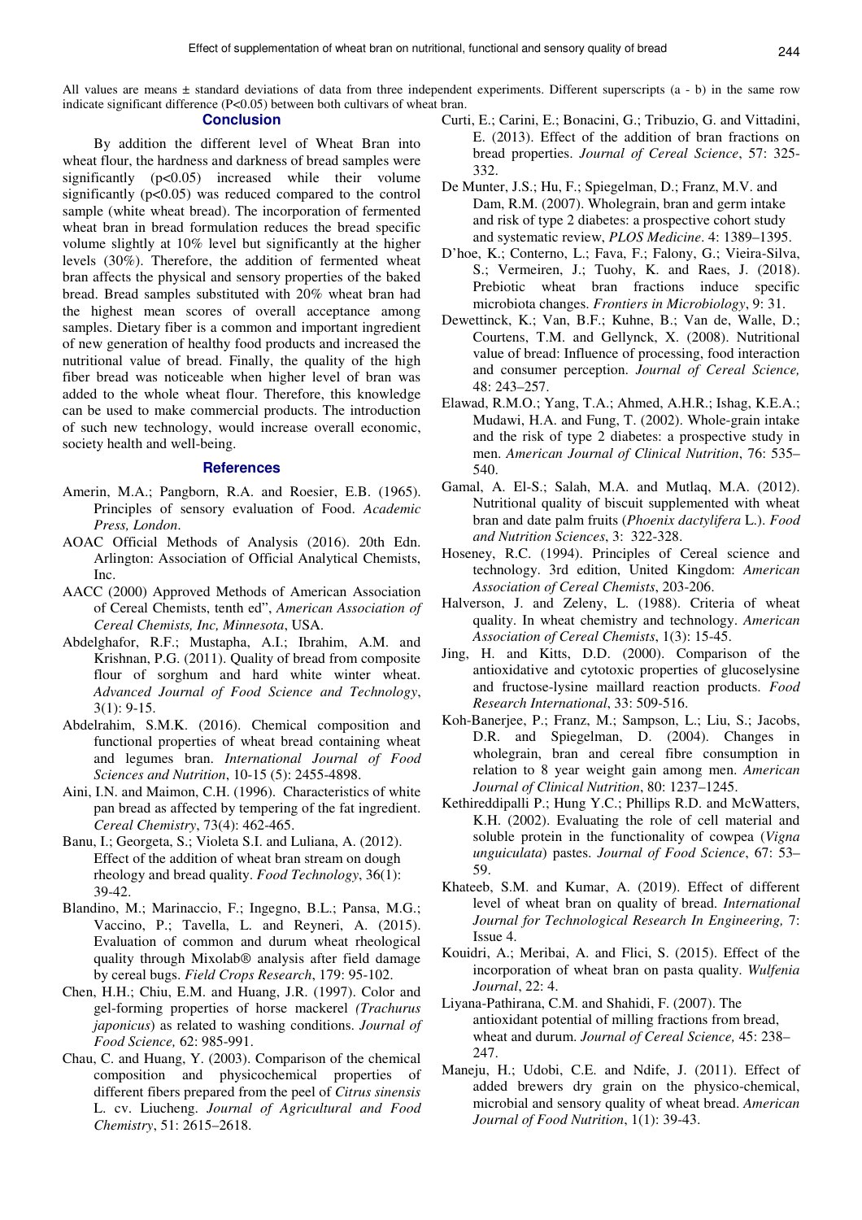All values are means ± standard deviations of data from three independent experiments. Different superscripts (a - b) in the same row indicate significant difference (P<0.05) between both cultivars of wheat bran.

## Conclusion

By addition the different level of Wheat Bran into wheat flour, the hardness and darkness of bread samples were significantly ($p<0.05$) increased while their volume significantly ($p<0.05$) was reduced compared to the control sample (white wheat bread). The incorporation of fermented wheat bran in bread formulation reduces the bread specific volume slightly at 10% level but significantly at the higher levels (30%). Therefore, the addition of fermented wheat bran affects the physical and sensory properties of the baked bread. Bread samples substituted with 20% wheat bran had the highest mean scores of overall acceptance among samples. Dietary fiber is a common and important ingredient of new generation of healthy food products and increased the nutritional value of bread. Finally, the quality of the high fiber bread was noticeable when higher level of bran was added to the whole wheat flour. Therefore, this knowledge can be used to make commercial products. The introduction of such new technology, would increase overall economic, society health and well-being.

## References

Amerin, M.A.; Pangborn, R.A. and Roesier, E.B. (1965). Principles of sensory evaluation of Food. *Academic Press, London*.

AOAC Official Methods of Analysis (2016). 20th Edn. Arlington: Association of Official Analytical Chemists, Inc.

AACC (2000) Approved Methods of American Association of Cereal Chemists, tenth ed", *American Association of Cereal Chemists, Inc, Minnesota*, USA.

Abdelghafor, R.F.; Mustapha, A.I.; Ibrahim, A.M. and Krishnan, P.G. (2011). Quality of bread from composite flour of sorghum and hard white winter wheat. *Advanced Journal of Food Science and Technology*, 3(1): 9-15.

Abdelrahim, S.M.K. (2016). Chemical composition and functional properties of wheat bread containing wheat and legumes bran. *International Journal of Food Sciences and Nutrition*, 10-15 (5): 2455-4898.

Aini, I.N. and Maimon, C.H. (1996). Characteristics of white pan bread as affected by tempering of the fat ingredient. *Cereal Chemistry*, 73(4): 462-465.

Banu, I.; Georgeta, S.; Violeta S.I. and Luliana, A. (2012). Effect of the addition of wheat bran stream on dough rheology and bread quality. *Food Technology*, 36(1): 39-42.

Blandino, M.; Marinaccio, F.; Ingegno, B.L.; Pansa, M.G.; Vaccino, P.; Tavella, L. and Reyneri, A. (2015). Evaluation of common and durum wheat rheological quality through Mixolab® analysis after field damage by cereal bugs. *Field Crops Research*, 179: 95-102.

Chen, H.H.; Chiu, E.M. and Huang, J.R. (1997). Color and gel-forming properties of horse mackerel *(Trachurus japonicus*) as related to washing conditions. *Journal of Food Science,* 62: 985-991.

Chau, C. and Huang, Y. (2003). Comparison of the chemical composition and physicochemical properties of different fibers prepared from the peel of *Citrus sinensis* L. cv. Liucheng. *Journal of Agricultural and Food Chemistry*, 51: 2615–2618.

Curti, E.; Carini, E.; Bonacini, G.; Tribuzio, G. and Vittadini, E. (2013). Effect of the addition of bran fractions on bread properties. *Journal of Cereal Science*, 57: 325-332.

De Munter, J.S.; Hu, F.; Spiegelman, D.; Franz, M.V. and Dam, R.M. (2007). Wholegrain, bran and germ intake and risk of type 2 diabetes: a prospective cohort study and systematic review, *PLOS Medicine*. 4: 1389–1395.

D'hoe, K.; Conterno, L.; Fava, F.; Falony, G.; Vieira-Silva, S.; Vermeiren, J.; Tuohy, K. and Raes, J. (2018). Prebiotic wheat bran fractions induce specific microbiota changes. *Frontiers in Microbiology*, 9: 31.

Dewettinck, K.; Van, B.F.; Kuhne, B.; Van de, Walle, D.; Courtens, T.M. and Gellynck, X. (2008). Nutritional value of bread: Influence of processing, food interaction and consumer perception. *Journal of Cereal Science,* 48: 243–257.

Elawad, R.M.O.; Yang, T.A.; Ahmed, A.H.R.; Ishag, K.E.A.; Mudawi, H.A. and Fung, T. (2002). Whole-grain intake and the risk of type 2 diabetes: a prospective study in men. *American Journal of Clinical Nutrition*, 76: 535–540.

Gamal, A. El-S.; Salah, M.A. and Mutlaq, M.A. (2012). Nutritional quality of biscuit supplemented with wheat bran and date palm fruits (*Phoenix dactylifera* L.). *Food and Nutrition Sciences*, 3: 322-328.

Hoseney, R.C. (1994). Principles of Cereal science and technology. 3rd edition, United Kingdom: *American Association of Cereal Chemists*, 203-206.

Halverson, J. and Zeleny, L. (1988). Criteria of wheat quality. In wheat chemistry and technology. *American Association of Cereal Chemists*, 1(3): 15-45.

Jing, H. and Kitts, D.D. (2000). Comparison of the antioxidative and cytotoxic properties of glucoselysine and fructose-lysine maillard reaction products. *Food Research International*, 33: 509-516.

Koh-Banerjee, P.; Franz, M.; Sampson, L.; Liu, S.; Jacobs, D.R. and Spiegelman, D. (2004). Changes in wholegrain, bran and cereal fibre consumption in relation to 8 year weight gain among men. *American Journal of Clinical Nutrition*, 80: 1237–1245.

Kethireddipalli P.; Hung Y.C.; Phillips R.D. and McWatters, K.H. (2002). Evaluating the role of cell material and soluble protein in the functionality of cowpea (*Vigna unguiculata*) pastes. *Journal of Food Science*, 67: 53–59.

Khateeb, S.M. and Kumar, A. (2019). Effect of different level of wheat bran on quality of bread. *International Journal for Technological Research In Engineering,* 7: Issue 4.

Kouidri, A.; Meribai, A. and Flici, S. (2015). Effect of the incorporation of wheat bran on pasta quality. *Wulfenia Journal*, 22: 4.

Liyana-Pathirana, C.M. and Shahidi, F. (2007). The antioxidant potential of milling fractions from bread, wheat and durum. *Journal of Cereal Science,* 45: 238–247.

Maneju, H.; Udobi, C.E. and Ndife, J. (2011). Effect of added brewers dry grain on the physico-chemical, microbial and sensory quality of wheat bread. *American Journal of Food Nutrition*, 1(1): 39-43.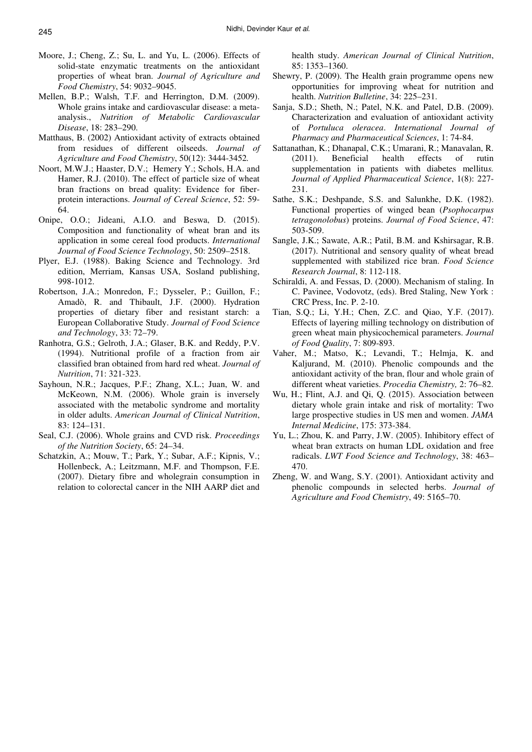Moore, J.; Cheng, Z.; Su, L. and Yu, L. (2006). Effects of solid-state enzymatic treatments on the antioxidant properties of wheat bran. *Journal of Agriculture and Food Chemistry*, 54: 9032–9045.

Mellen, B.P.; Walsh, T.F. and Herrington, D.M. (2009). Whole grains intake and cardiovascular disease: a meta-analysis., *Nutrition of Metabolic Cardiovascular Disease*, 18: 283–290.

Matthaus, B. (2002) Antioxidant activity of extracts obtained from residues of different oilseeds. *Journal of Agriculture and Food Chemistry*, 50(12): 3444-3452*.*

Noort, M.W.J.; Haaster, D.V.; Hemery Y.; Schols, H.A. and Hamer, R.J. (2010). The effect of particle size of wheat bran fractions on bread quality: Evidence for fiber-protein interactions. *Journal of Cereal Science*, 52: 59-64.

Onipe, O.O.; Jideani, A.I.O. and Beswa, D. (2015). Composition and functionality of wheat bran and its application in some cereal food products. *International Journal of Food Science Technology*, 50: 2509–2518.

Plyer, E.J. (1988). Baking Science and Technology. 3rd edition, Merriam, Kansas USA, Sosland publishing, 998-1012.

Robertson, J.A.; Monredon, F.; Dysseler, P.; Guillon, F.; Amadò, R. and Thibault, J.F. (2000). Hydration properties of dietary fiber and resistant starch: a European Collaborative Study. *Journal of Food Science and Technology*, 33: 72–79.

Ranhotra, G.S.; Gelroth, J.A.; Glaser, B.K. and Reddy, P.V. (1994). Nutritional profile of a fraction from air classified bran obtained from hard red wheat. *Journal of Nutrition*, 71: 321-323.

Sayhoun, N.R.; Jacques, P.F.; Zhang, X.L.; Juan, W. and McKeown, N.M. (2006). Whole grain is inversely associated with the metabolic syndrome and mortality in older adults. *American Journal of Clinical Nutrition*, 83: 124–131.

Seal, C.J. (2006). Whole grains and CVD risk. *Proceedings of the Nutrition Society*, 65: 24–34.

Schatzkin, A.; Mouw, T.; Park, Y.; Subar, A.F.; Kipnis, V.; Hollenbeck, A.; Leitzmann, M.F. and Thompson, F.E. (2007). Dietary fibre and wholegrain consumption in relation to colorectal cancer in the NIH AARP diet and health study. *American Journal of Clinical Nutrition*, 85: 1353–1360.

Shewry, P. (2009). The Health grain programme opens new opportunities for improving wheat for nutrition and health. *Nutrition Bulletine*, 34: 225–231.

Sanja, S.D.; Sheth, N.; Patel, N.K. and Patel, D.B. (2009). Characterization and evaluation of antioxidant activity of *Portuluca oleracea*. *International Journal of Pharmacy and Pharmaceutical Sciences*, 1: 74-84.

Sattanathan, K.; Dhanapal, C.K.; Umarani, R.; Manavalan, R. (2011). Beneficial health effects of rutin supplementation in patients with diabetes mellitu*s. Journal of Applied Pharmaceutical Science*, 1(8): 227-231.

Sathe, S.K.; Deshpande, S.S. and Salunkhe, D.K. (1982). Functional properties of winged bean (*Psophocarpus tetragonolobus*) proteins. *Journal of Food Science*, 47: 503-509.

Sangle, J.K.; Sawate, A.R.; Patil, B.M. and Kshirsagar, R.B. (2017). Nutritional and sensory quality of wheat bread supplemented with stabilized rice bran. *Food Science Research Journal*, 8: 112-118.

Schiraldi, A. and Fessas, D. (2000). Mechanism of staling. In C. Pavinee, Vodovotz, (eds). Bred Staling, New York : CRC Press, Inc. P. 2-10.

Tian, S.Q.; Li, Y.H.; Chen, Z.C. and Qiao, Y.F. (2017). Effects of layering milling technology on distribution of green wheat main physicochemical parameters. *Journal of Food Quality*, 7: 809-893.

Vaher, M.; Matso, K.; Levandi, T.; Helmja, K. and Kaljurand, M. (2010). Phenolic compounds and the antioxidant activity of the bran, flour and whole grain of different wheat varieties. *Procedia Chemistry,* 2: 76–82.

Wu, H.; Flint, A.J. and Qi, Q. (2015). Association between dietary whole grain intake and risk of mortality: Two large prospective studies in US men and women. *JAMA Internal Medicine*, 175: 373-384.

Yu, L.; Zhou, K. and Parry, J.W. (2005). Inhibitory effect of wheat bran extracts on human LDL oxidation and free radicals. *LWT Food Science and Technology*, 38: 463–470.

Zheng, W. and Wang, S.Y. (2001). Antioxidant activity and phenolic compounds in selected herbs. *Journal of Agriculture and Food Chemistry*, 49: 5165–70.